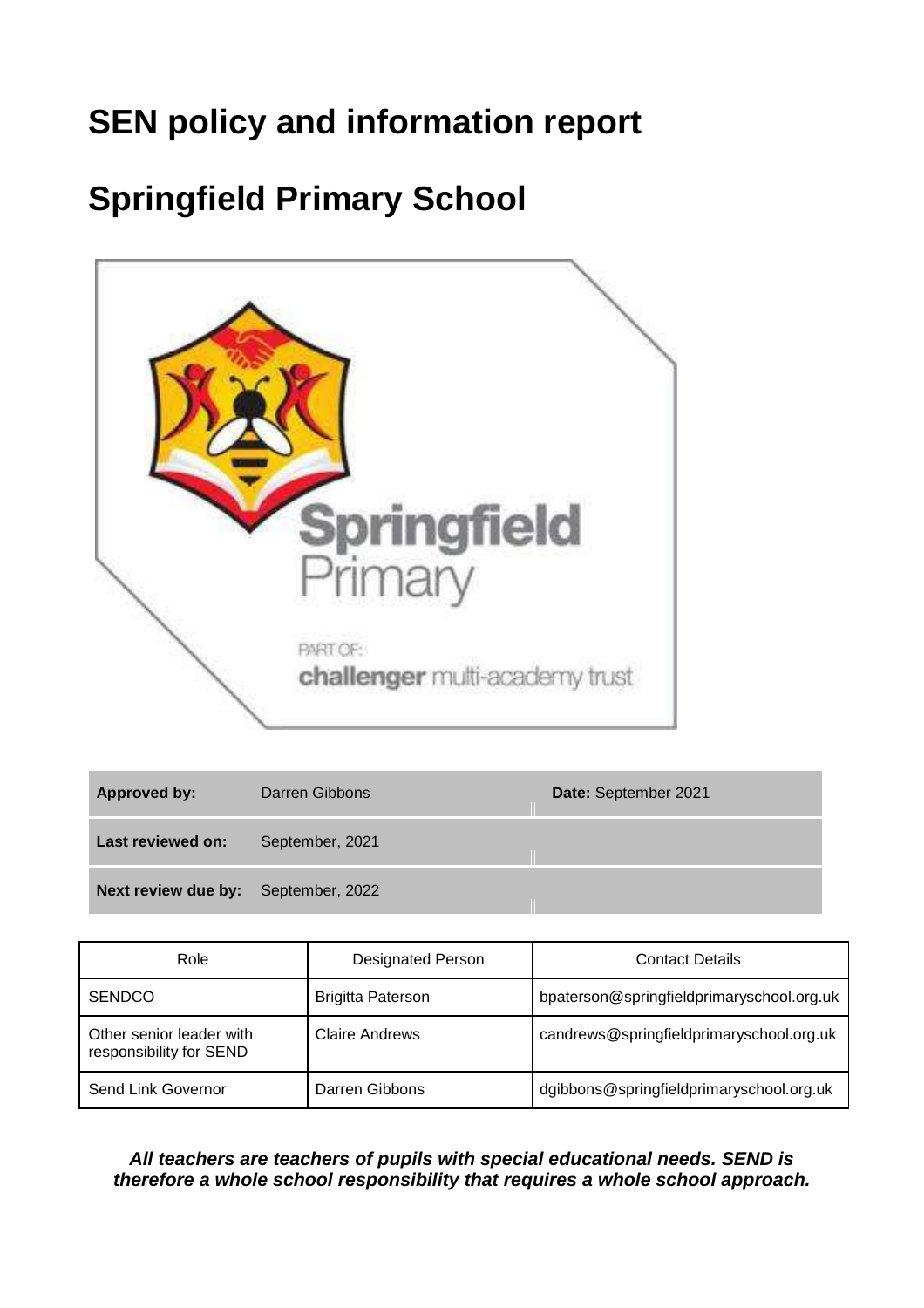# SEN policy and information report

# Springfield Primary School

| **Approved by:** | Darren Gibbons | **Date:** September 2021 |
|---|---|---|
| **Last reviewed on:** | September, 2021 | |
| **Next review due by:** | September, 2022 | |

| Role | Designated Person | Contact Details |
|---|---|---|
| SENDCO | Brigitta Paterson | bpaterson@springfieldprimaryschool.org.uk |
| Other senior leader with responsibility for SEND | Claire Andrews | candrews@springfieldprimaryschool.org.uk |
| Send Link Governor | Darren Gibbons | dgibbons@springfieldprimaryschool.org.uk |

***All teachers are teachers of pupils with special educational needs. SEND is therefore a whole school responsibility that requires a whole school approach.***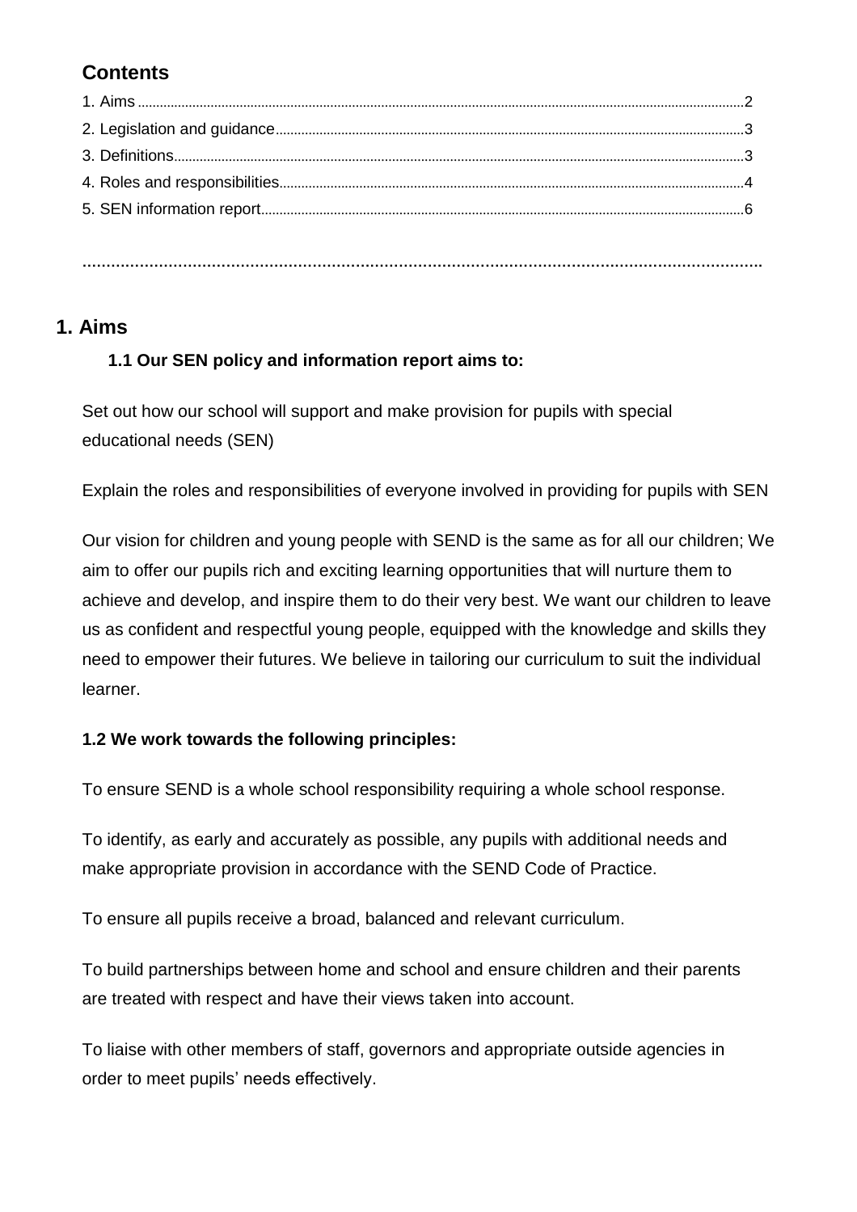## Contents

1. Aims ........................................................................ 2
2. Legislation and guidance ........................................................................ 3
3. Definitions ........................................................................ 3
4. Roles and responsibilities ........................................................................ 4
5. SEN information report ........................................................................ 6

........................................................................................................................................

## 1. Aims

### 1.1 Our SEN policy and information report aims to:

Set out how our school will support and make provision for pupils with special educational needs (SEN)

Explain the roles and responsibilities of everyone involved in providing for pupils with SEN

Our vision for children and young people with SEND is the same as for all our children; We aim to offer our pupils rich and exciting learning opportunities that will nurture them to achieve and develop, and inspire them to do their very best. We want our children to leave us as confident and respectful young people, equipped with the knowledge and skills they need to empower their futures. We believe in tailoring our curriculum to suit the individual learner.

**1.2 We work towards the following principles:**

To ensure SEND is a whole school responsibility requiring a whole school response.

To identify, as early and accurately as possible, any pupils with additional needs and make appropriate provision in accordance with the SEND Code of Practice.

To ensure all pupils receive a broad, balanced and relevant curriculum.

To build partnerships between home and school and ensure children and their parents are treated with respect and have their views taken into account.

To liaise with other members of staff, governors and appropriate outside agencies in order to meet pupils' needs effectively.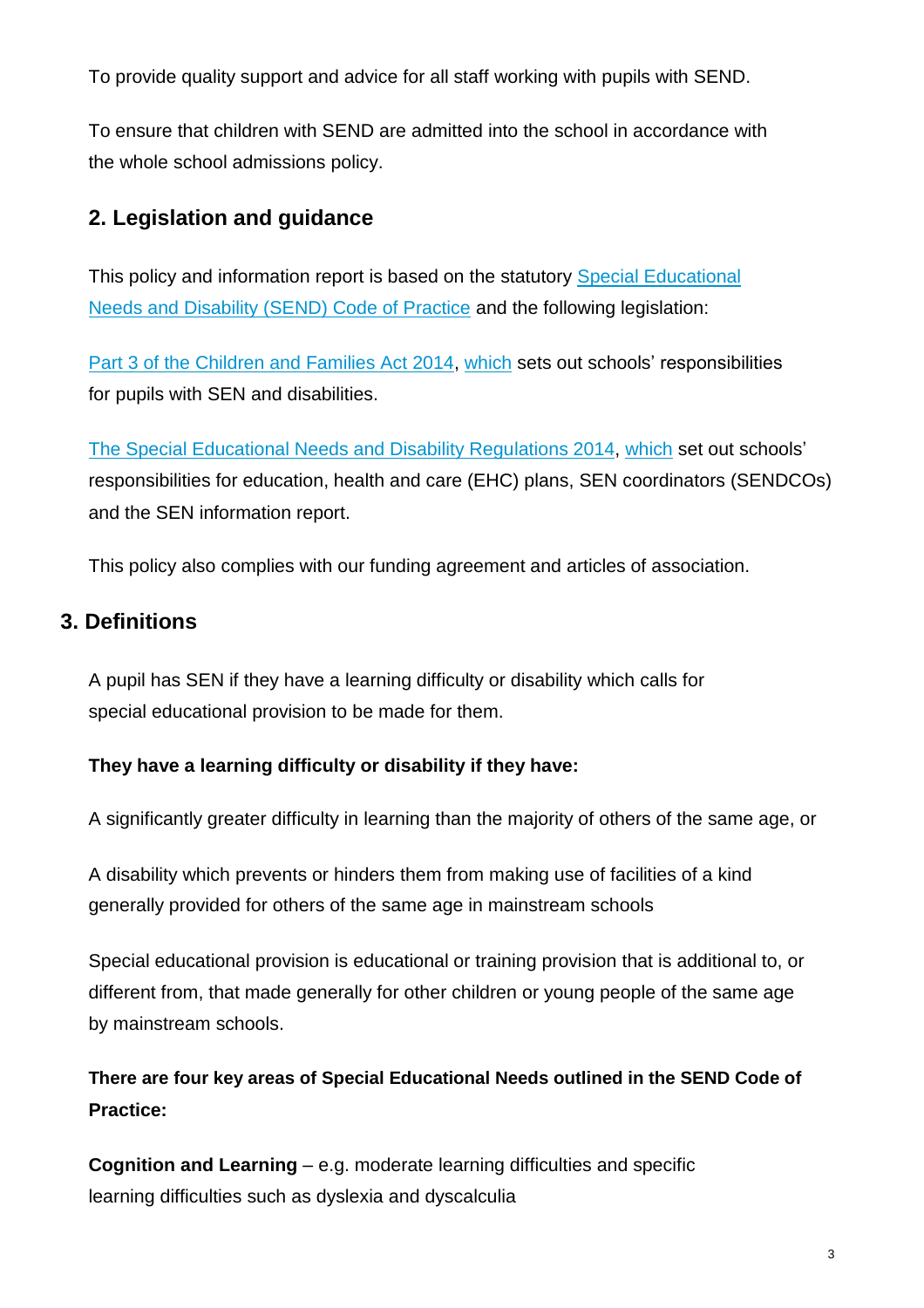To provide quality support and advice for all staff working with pupils with SEND.

To ensure that children with SEND are admitted into the school in accordance with the whole school admissions policy.

## 2. Legislation and guidance

This policy and information report is based on the statutory Special Educational Needs and Disability (SEND) Code of Practice and the following legislation:

Part 3 of the Children and Families Act 2014, which sets out schools' responsibilities for pupils with SEN and disabilities.

The Special Educational Needs and Disability Regulations 2014, which set out schools' responsibilities for education, health and care (EHC) plans, SEN coordinators (SENDCOs) and the SEN information report.

This policy also complies with our funding agreement and articles of association.

## 3. Definitions

A pupil has SEN if they have a learning difficulty or disability which calls for special educational provision to be made for them.

**They have a learning difficulty or disability if they have:**

A significantly greater difficulty in learning than the majority of others of the same age, or

A disability which prevents or hinders them from making use of facilities of a kind generally provided for others of the same age in mainstream schools

Special educational provision is educational or training provision that is additional to, or different from, that made generally for other children or young people of the same age by mainstream schools.

**There are four key areas of Special Educational Needs outlined in the SEND Code of Practice:**

**Cognition and Learning** – e.g. moderate learning difficulties and specific learning difficulties such as dyslexia and dyscalculia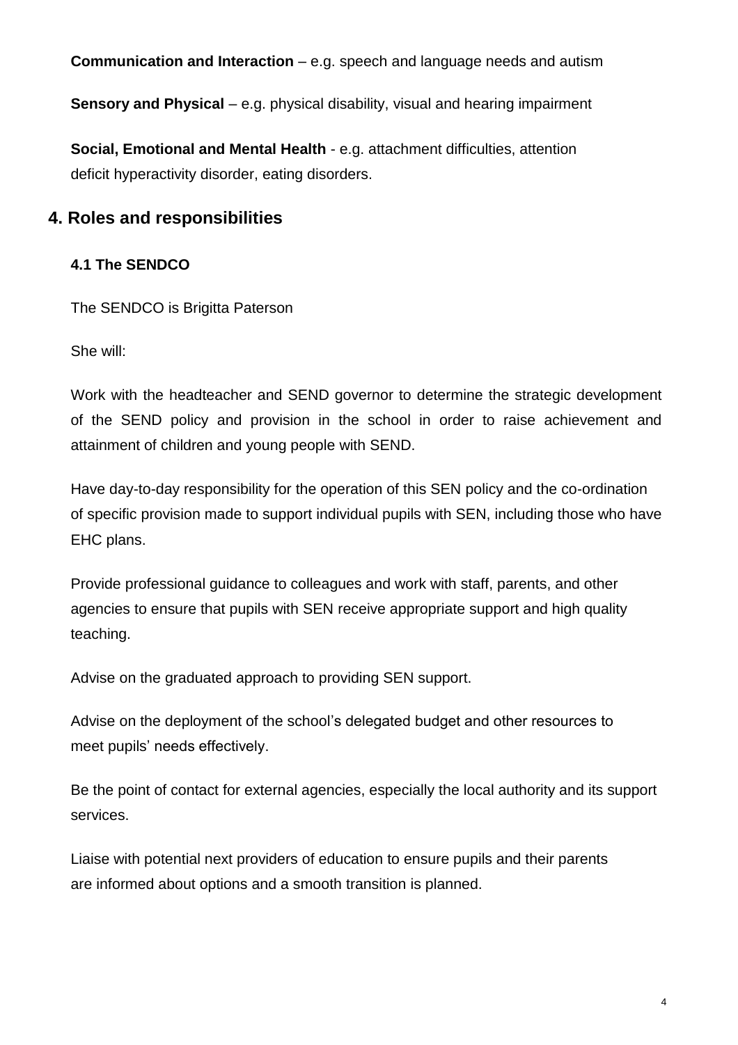**Communication and Interaction** – e.g. speech and language needs and autism

**Sensory and Physical** – e.g. physical disability, visual and hearing impairment

**Social, Emotional and Mental Health** - e.g. attachment difficulties, attention deficit hyperactivity disorder, eating disorders.

## 4. Roles and responsibilities

### 4.1 The SENDCO

The SENDCO is Brigitta Paterson

She will:

Work with the headteacher and SEND governor to determine the strategic development of the SEND policy and provision in the school in order to raise achievement and attainment of children and young people with SEND.

Have day-to-day responsibility for the operation of this SEN policy and the co-ordination of specific provision made to support individual pupils with SEN, including those who have EHC plans.

Provide professional guidance to colleagues and work with staff, parents, and other agencies to ensure that pupils with SEN receive appropriate support and high quality teaching.

Advise on the graduated approach to providing SEN support.

Advise on the deployment of the school's delegated budget and other resources to meet pupils' needs effectively.

Be the point of contact for external agencies, especially the local authority and its support services.

Liaise with potential next providers of education to ensure pupils and their parents are informed about options and a smooth transition is planned.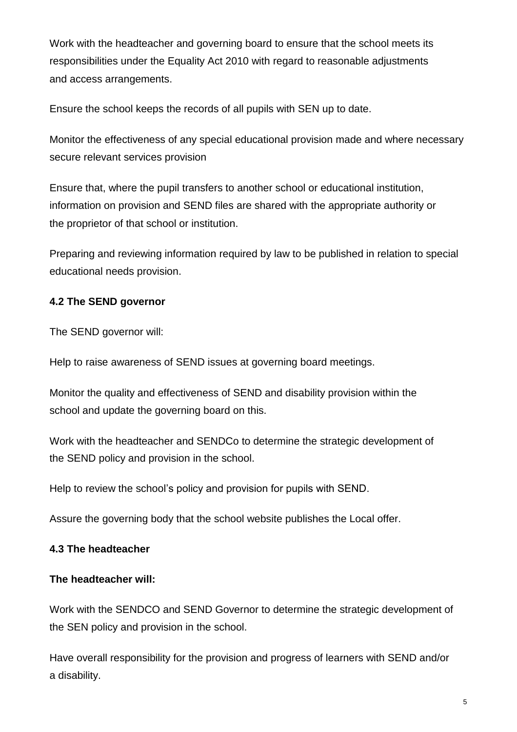Work with the headteacher and governing board to ensure that the school meets its responsibilities under the Equality Act 2010 with regard to reasonable adjustments and access arrangements.

Ensure the school keeps the records of all pupils with SEN up to date.

Monitor the effectiveness of any special educational provision made and where necessary secure relevant services provision

Ensure that, where the pupil transfers to another school or educational institution, information on provision and SEND files are shared with the appropriate authority or the proprietor of that school or institution.

Preparing and reviewing information required by law to be published in relation to special educational needs provision.

### 4.2 The SEND governor

The SEND governor will:

Help to raise awareness of SEND issues at governing board meetings.

Monitor the quality and effectiveness of SEND and disability provision within the school and update the governing board on this.

Work with the headteacher and SENDCo to determine the strategic development of the SEND policy and provision in the school.

Help to review the school's policy and provision for pupils with SEND.

Assure the governing body that the school website publishes the Local offer.

### 4.3 The headteacher

**The headteacher will:**

Work with the SENDCO and SEND Governor to determine the strategic development of the SEN policy and provision in the school.

Have overall responsibility for the provision and progress of learners with SEND and/or a disability.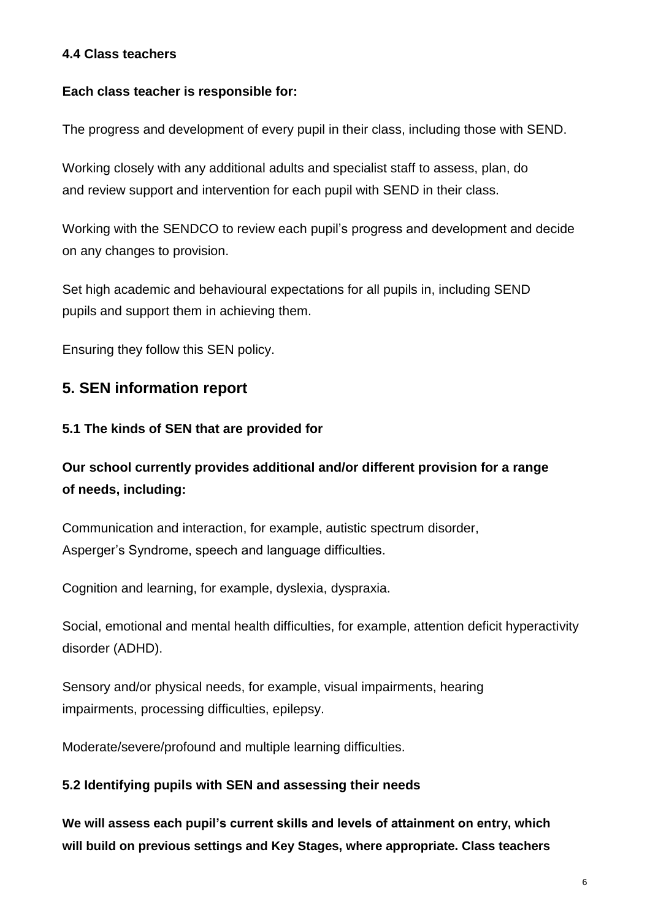### 4.4 Class teachers

**Each class teacher is responsible for:**

The progress and development of every pupil in their class, including those with SEND.

Working closely with any additional adults and specialist staff to assess, plan, do and review support and intervention for each pupil with SEND in their class.

Working with the SENDCO to review each pupil's progress and development and decide on any changes to provision.

Set high academic and behavioural expectations for all pupils in, including SEND pupils and support them in achieving them.

Ensuring they follow this SEN policy.

## 5. SEN information report

### 5.1 The kinds of SEN that are provided for

**Our school currently provides additional and/or different provision for a range of needs, including:**

Communication and interaction, for example, autistic spectrum disorder, Asperger's Syndrome, speech and language difficulties.

Cognition and learning, for example, dyslexia, dyspraxia.

Social, emotional and mental health difficulties, for example, attention deficit hyperactivity disorder (ADHD).

Sensory and/or physical needs, for example, visual impairments, hearing impairments, processing difficulties, epilepsy.

Moderate/severe/profound and multiple learning difficulties.

### 5.2 Identifying pupils with SEN and assessing their needs

**We will assess each pupil's current skills and levels of attainment on entry, which will build on previous settings and Key Stages, where appropriate. Class teachers**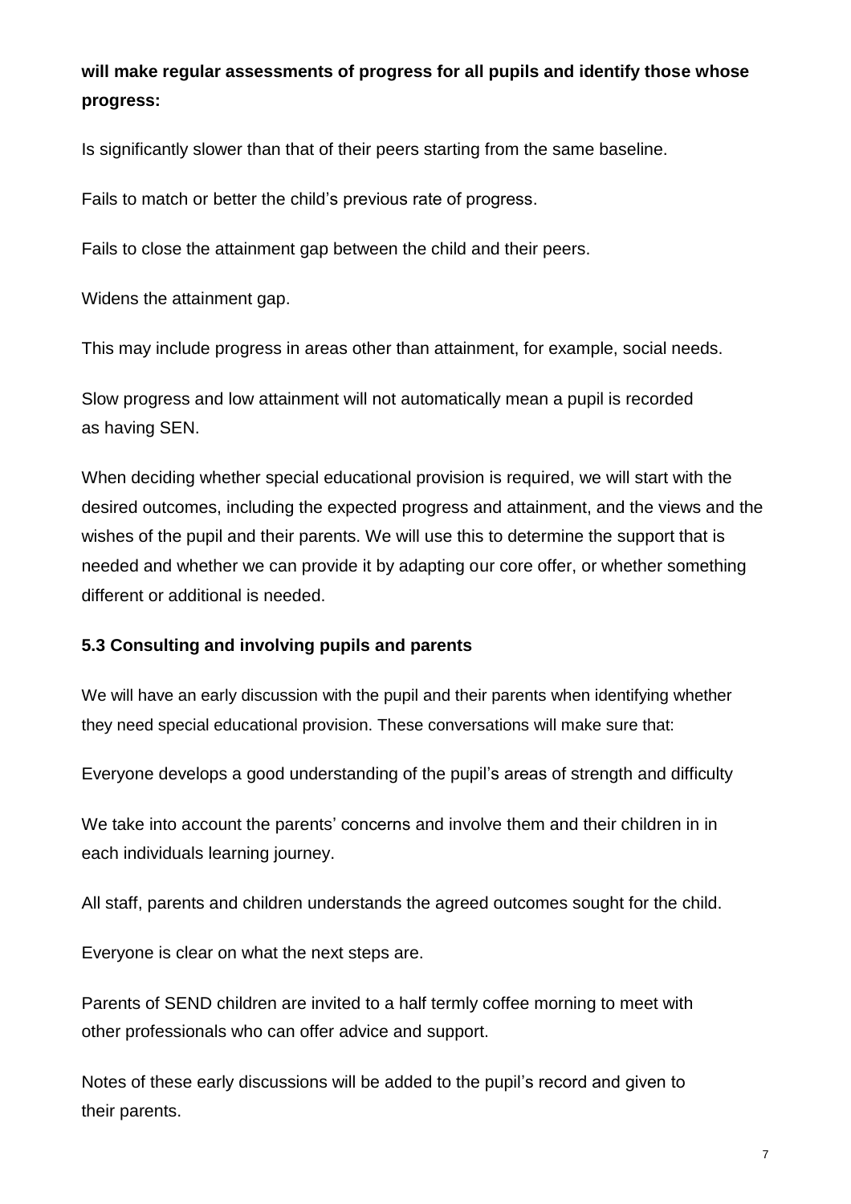**will make regular assessments of progress for all pupils and identify those whose progress:**

Is significantly slower than that of their peers starting from the same baseline.

Fails to match or better the child's previous rate of progress.

Fails to close the attainment gap between the child and their peers.

Widens the attainment gap.

This may include progress in areas other than attainment, for example, social needs.

Slow progress and low attainment will not automatically mean a pupil is recorded as having SEN.

When deciding whether special educational provision is required, we will start with the desired outcomes, including the expected progress and attainment, and the views and the wishes of the pupil and their parents. We will use this to determine the support that is needed and whether we can provide it by adapting our core offer, or whether something different or additional is needed.

### 5.3 Consulting and involving pupils and parents

We will have an early discussion with the pupil and their parents when identifying whether they need special educational provision. These conversations will make sure that:

Everyone develops a good understanding of the pupil's areas of strength and difficulty

We take into account the parents' concerns and involve them and their children in in each individuals learning journey.

All staff, parents and children understands the agreed outcomes sought for the child.

Everyone is clear on what the next steps are.

Parents of SEND children are invited to a half termly coffee morning to meet with other professionals who can offer advice and support.

Notes of these early discussions will be added to the pupil's record and given to their parents.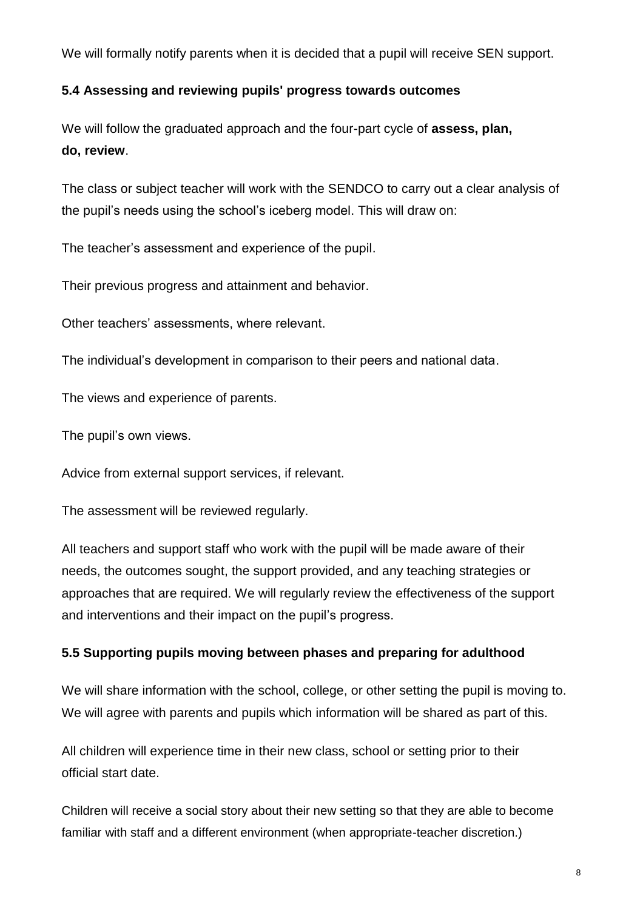We will formally notify parents when it is decided that a pupil will receive SEN support.

### 5.4 Assessing and reviewing pupils' progress towards outcomes

We will follow the graduated approach and the four-part cycle of **assess, plan, do, review**.

The class or subject teacher will work with the SENDCO to carry out a clear analysis of the pupil's needs using the school's iceberg model. This will draw on:

The teacher's assessment and experience of the pupil.

Their previous progress and attainment and behavior.

Other teachers' assessments, where relevant.

The individual's development in comparison to their peers and national data.

The views and experience of parents.

The pupil's own views.

Advice from external support services, if relevant.

The assessment will be reviewed regularly.

All teachers and support staff who work with the pupil will be made aware of their needs, the outcomes sought, the support provided, and any teaching strategies or approaches that are required. We will regularly review the effectiveness of the support and interventions and their impact on the pupil's progress.

### 5.5 Supporting pupils moving between phases and preparing for adulthood

We will share information with the school, college, or other setting the pupil is moving to. We will agree with parents and pupils which information will be shared as part of this.

All children will experience time in their new class, school or setting prior to their official start date.

Children will receive a social story about their new setting so that they are able to become familiar with staff and a different environment (when appropriate-teacher discretion.)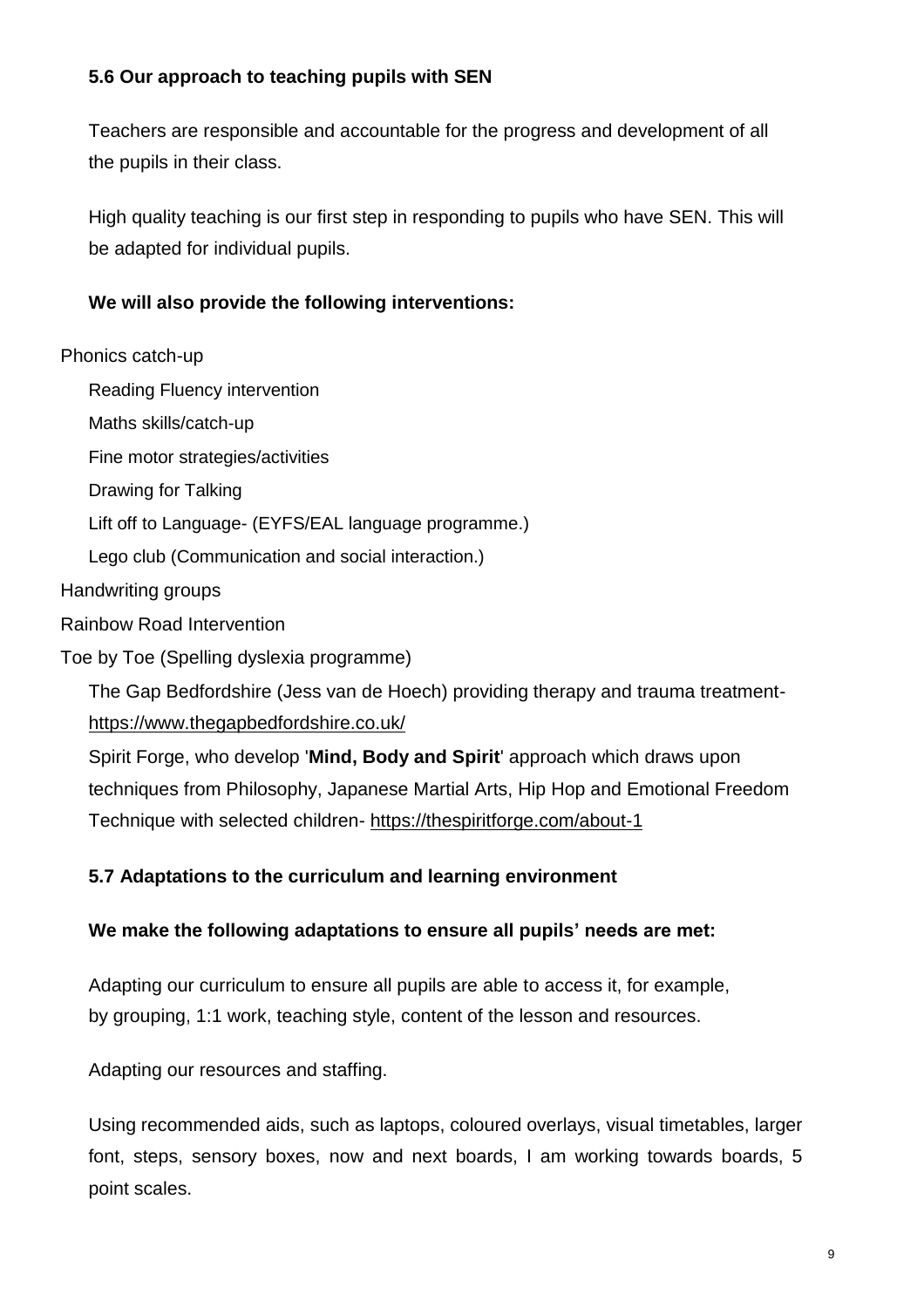### 5.6 Our approach to teaching pupils with SEN

Teachers are responsible and accountable for the progress and development of all the pupils in their class.

High quality teaching is our first step in responding to pupils who have SEN. This will be adapted for individual pupils.

**We will also provide the following interventions:**

Phonics catch-up

Reading Fluency intervention

Maths skills/catch-up

Fine motor strategies/activities

Drawing for Talking

Lift off to Language- (EYFS/EAL language programme.)

Lego club (Communication and social interaction.)

Handwriting groups

Rainbow Road Intervention

Toe by Toe (Spelling dyslexia programme)

The Gap Bedfordshire (Jess van de Hoech) providing therapy and trauma treatment- https://www.thegapbedfordshire.co.uk/

Spirit Forge, who develop '**Mind, Body and Spirit**' approach which draws upon techniques from Philosophy, Japanese Martial Arts, Hip Hop and Emotional Freedom Technique with selected children- https://thespiritforge.com/about-1

### 5.7 Adaptations to the curriculum and learning environment

**We make the following adaptations to ensure all pupils' needs are met:**

Adapting our curriculum to ensure all pupils are able to access it, for example, by grouping, 1:1 work, teaching style, content of the lesson and resources.

Adapting our resources and staffing.

Using recommended aids, such as laptops, coloured overlays, visual timetables, larger font, steps, sensory boxes, now and next boards, I am working towards boards, 5 point scales.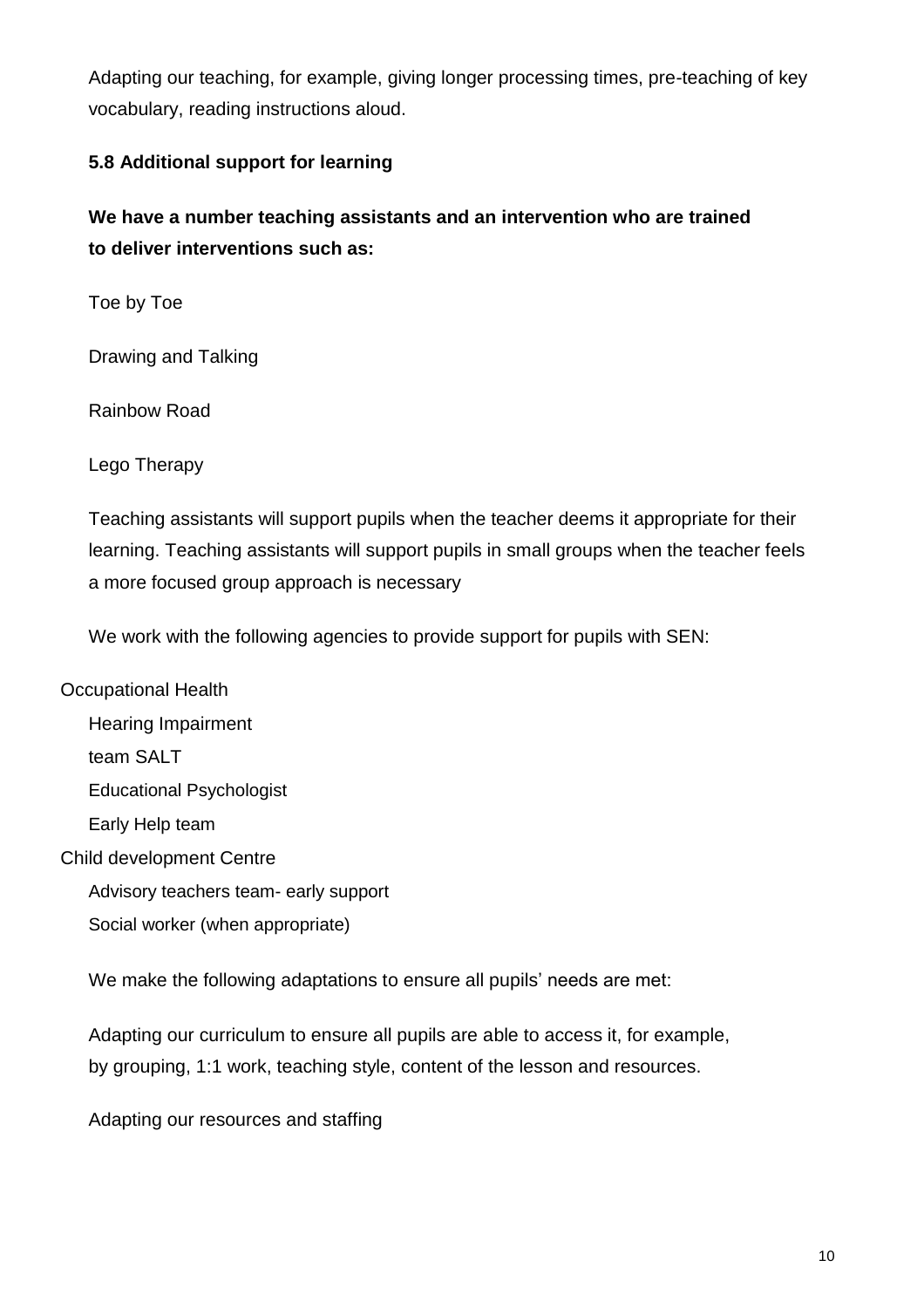Adapting our teaching, for example, giving longer processing times, pre-teaching of key vocabulary, reading instructions aloud.

### 5.8 Additional support for learning

**We have a number teaching assistants and an intervention who are trained to deliver interventions such as:**

Toe by Toe

Drawing and Talking

Rainbow Road

Lego Therapy

Teaching assistants will support pupils when the teacher deems it appropriate for their learning. Teaching assistants will support pupils in small groups when the teacher feels a more focused group approach is necessary

We work with the following agencies to provide support for pupils with SEN:

Occupational Health

Hearing Impairment

team SALT

Educational Psychologist

Early Help team

Child development Centre

Advisory teachers team- early support

Social worker (when appropriate)

We make the following adaptations to ensure all pupils' needs are met:

Adapting our curriculum to ensure all pupils are able to access it, for example, by grouping, 1:1 work, teaching style, content of the lesson and resources.

Adapting our resources and staffing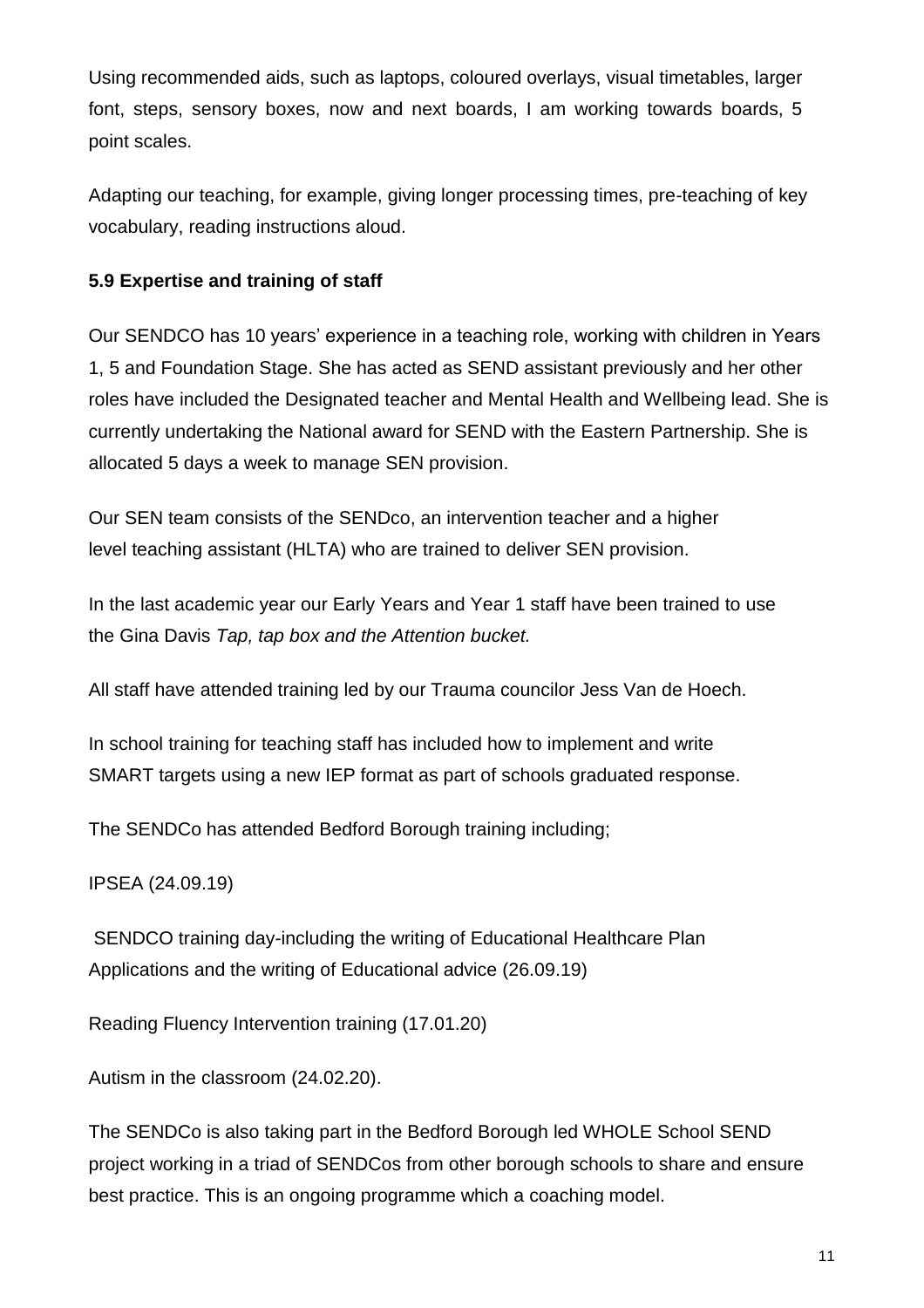Using recommended aids, such as laptops, coloured overlays, visual timetables, larger font, steps, sensory boxes, now and next boards, I am working towards boards, 5 point scales.

Adapting our teaching, for example, giving longer processing times, pre-teaching of key vocabulary, reading instructions aloud.

### 5.9 Expertise and training of staff

Our SENDCO has 10 years' experience in a teaching role, working with children in Years 1, 5 and Foundation Stage. She has acted as SEND assistant previously and her other roles have included the Designated teacher and Mental Health and Wellbeing lead. She is currently undertaking the National award for SEND with the Eastern Partnership. She is allocated 5 days a week to manage SEN provision.

Our SEN team consists of the SENDco, an intervention teacher and a higher level teaching assistant (HLTA) who are trained to deliver SEN provision.

In the last academic year our Early Years and Year 1 staff have been trained to use the Gina Davis *Tap, tap box and the Attention bucket.*

All staff have attended training led by our Trauma councilor Jess Van de Hoech.

In school training for teaching staff has included how to implement and write SMART targets using a new IEP format as part of schools graduated response.

The SENDCo has attended Bedford Borough training including;

IPSEA (24.09.19)

SENDCO training day-including the writing of Educational Healthcare Plan Applications and the writing of Educational advice (26.09.19)

Reading Fluency Intervention training (17.01.20)

Autism in the classroom (24.02.20).

The SENDCo is also taking part in the Bedford Borough led WHOLE School SEND project working in a triad of SENDCos from other borough schools to share and ensure best practice. This is an ongoing programme which a coaching model.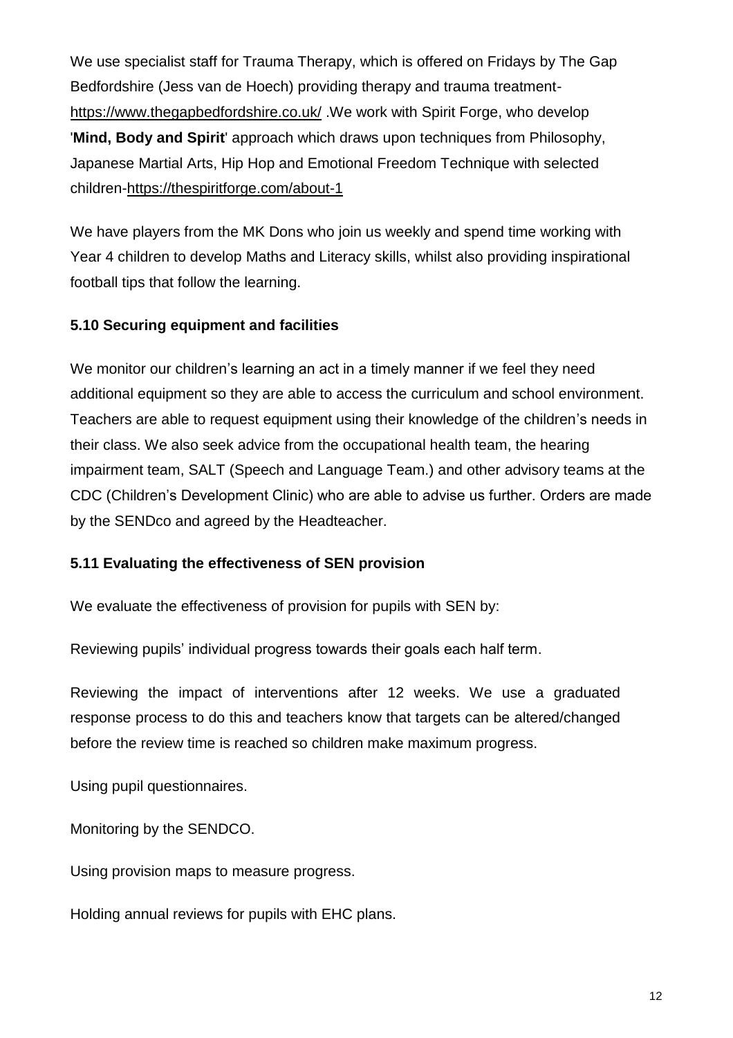We use specialist staff for Trauma Therapy, which is offered on Fridays by The Gap Bedfordshire (Jess van de Hoech) providing therapy and trauma treatment- https://www.thegapbedfordshire.co.uk/ .We work with Spirit Forge, who develop '**Mind, Body and Spirit**' approach which draws upon techniques from Philosophy, Japanese Martial Arts, Hip Hop and Emotional Freedom Technique with selected children-https://thespiritforge.com/about-1

We have players from the MK Dons who join us weekly and spend time working with Year 4 children to develop Maths and Literacy skills, whilst also providing inspirational football tips that follow the learning.

### 5.10 Securing equipment and facilities

We monitor our children's learning an act in a timely manner if we feel they need additional equipment so they are able to access the curriculum and school environment. Teachers are able to request equipment using their knowledge of the children's needs in their class. We also seek advice from the occupational health team, the hearing impairment team, SALT (Speech and Language Team.) and other advisory teams at the CDC (Children's Development Clinic) who are able to advise us further. Orders are made by the SENDco and agreed by the Headteacher.

### 5.11 Evaluating the effectiveness of SEN provision

We evaluate the effectiveness of provision for pupils with SEN by:

Reviewing pupils' individual progress towards their goals each half term.

Reviewing the impact of interventions after 12 weeks. We use a graduated response process to do this and teachers know that targets can be altered/changed before the review time is reached so children make maximum progress.

Using pupil questionnaires.

Monitoring by the SENDCO.

Using provision maps to measure progress.

Holding annual reviews for pupils with EHC plans.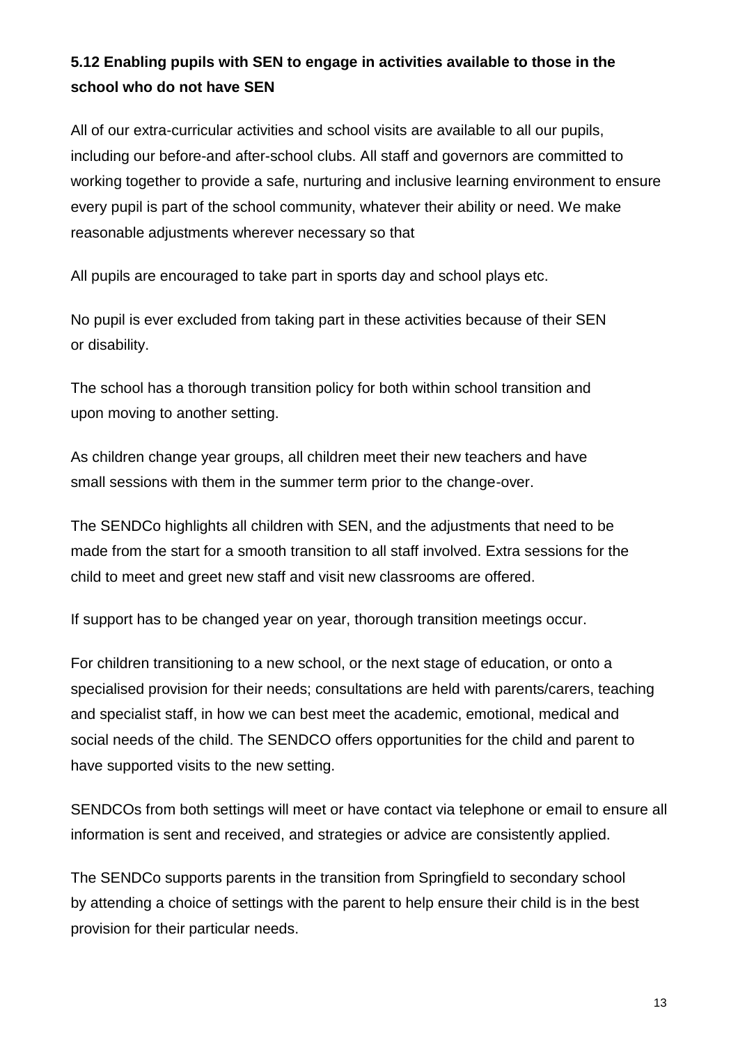### 5.12 Enabling pupils with SEN to engage in activities available to those in the school who do not have SEN

All of our extra-curricular activities and school visits are available to all our pupils, including our before-and after-school clubs. All staff and governors are committed to working together to provide a safe, nurturing and inclusive learning environment to ensure every pupil is part of the school community, whatever their ability or need. We make reasonable adjustments wherever necessary so that

All pupils are encouraged to take part in sports day and school plays etc.

No pupil is ever excluded from taking part in these activities because of their SEN or disability.

The school has a thorough transition policy for both within school transition and upon moving to another setting.

As children change year groups, all children meet their new teachers and have small sessions with them in the summer term prior to the change-over.

The SENDCo highlights all children with SEN, and the adjustments that need to be made from the start for a smooth transition to all staff involved. Extra sessions for the child to meet and greet new staff and visit new classrooms are offered.

If support has to be changed year on year, thorough transition meetings occur.

For children transitioning to a new school, or the next stage of education, or onto a specialised provision for their needs; consultations are held with parents/carers, teaching and specialist staff, in how we can best meet the academic, emotional, medical and social needs of the child. The SENDCO offers opportunities for the child and parent to have supported visits to the new setting.

SENDCOs from both settings will meet or have contact via telephone or email to ensure all information is sent and received, and strategies or advice are consistently applied.

The SENDCo supports parents in the transition from Springfield to secondary school by attending a choice of settings with the parent to help ensure their child is in the best provision for their particular needs.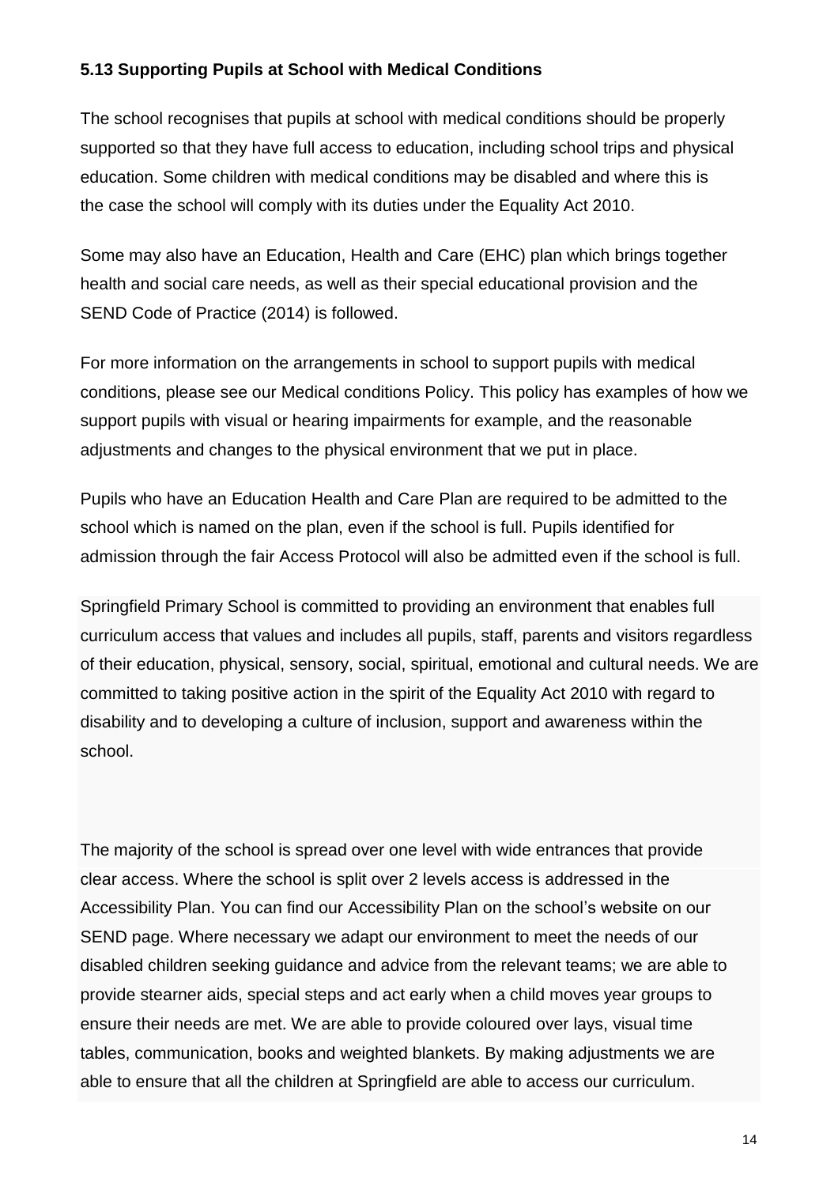### 5.13 Supporting Pupils at School with Medical Conditions

The school recognises that pupils at school with medical conditions should be properly supported so that they have full access to education, including school trips and physical education. Some children with medical conditions may be disabled and where this is the case the school will comply with its duties under the Equality Act 2010.

Some may also have an Education, Health and Care (EHC) plan which brings together health and social care needs, as well as their special educational provision and the SEND Code of Practice (2014) is followed.

For more information on the arrangements in school to support pupils with medical conditions, please see our Medical conditions Policy. This policy has examples of how we support pupils with visual or hearing impairments for example, and the reasonable adjustments and changes to the physical environment that we put in place.

Pupils who have an Education Health and Care Plan are required to be admitted to the school which is named on the plan, even if the school is full. Pupils identified for admission through the fair Access Protocol will also be admitted even if the school is full.

Springfield Primary School is committed to providing an environment that enables full curriculum access that values and includes all pupils, staff, parents and visitors regardless of their education, physical, sensory, social, spiritual, emotional and cultural needs. We are committed to taking positive action in the spirit of the Equality Act 2010 with regard to disability and to developing a culture of inclusion, support and awareness within the school.

The majority of the school is spread over one level with wide entrances that provide clear access. Where the school is split over 2 levels access is addressed in the Accessibility Plan. You can find our Accessibility Plan on the school's website on our SEND page. Where necessary we adapt our environment to meet the needs of our disabled children seeking guidance and advice from the relevant teams; we are able to provide stearner aids, special steps and act early when a child moves year groups to ensure their needs are met. We are able to provide coloured over lays, visual time tables, communication, books and weighted blankets. By making adjustments we are able to ensure that all the children at Springfield are able to access our curriculum.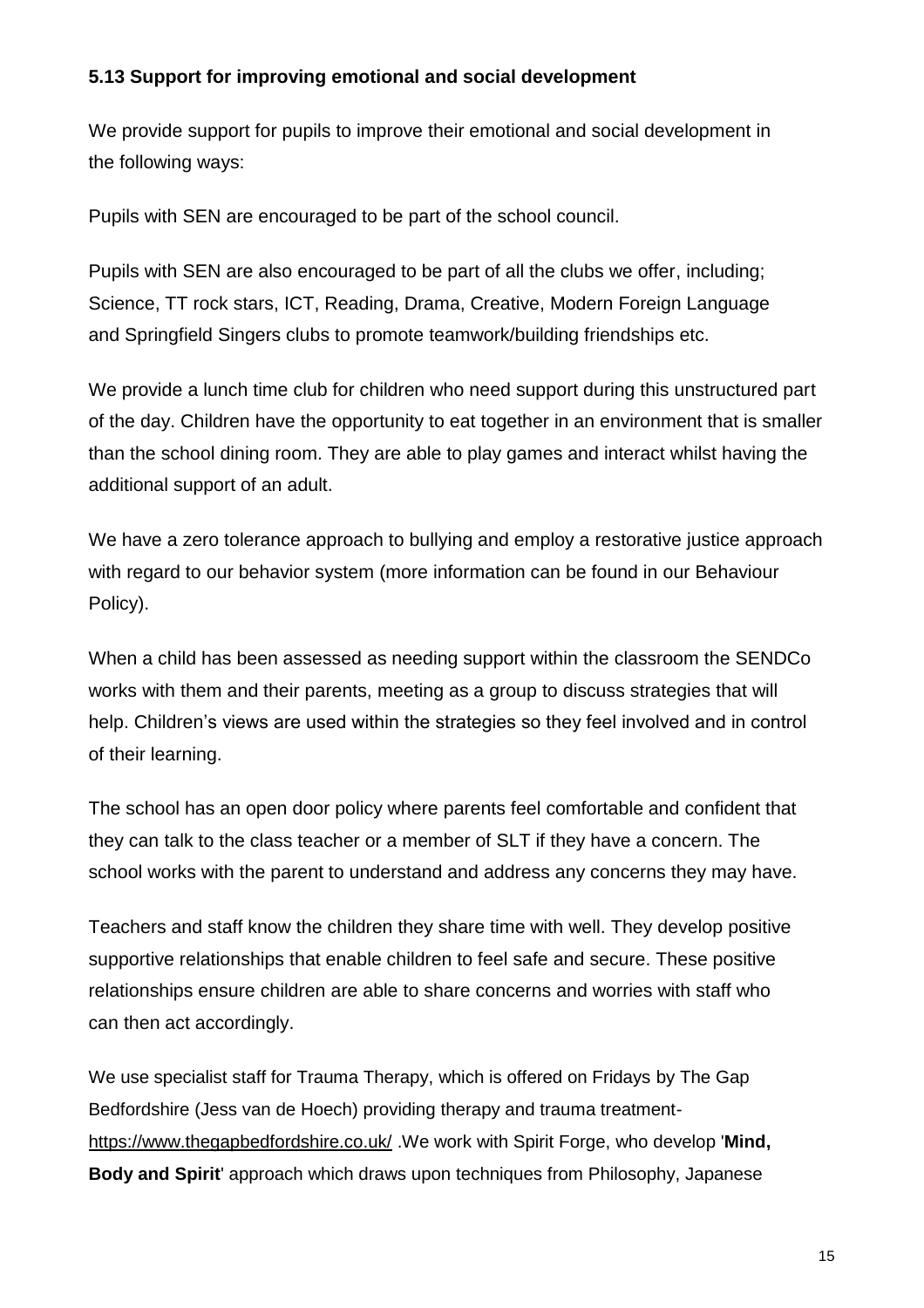#### 5.13 Support for improving emotional and social development

We provide support for pupils to improve their emotional and social development in the following ways:

Pupils with SEN are encouraged to be part of the school council.

Pupils with SEN are also encouraged to be part of all the clubs we offer, including; Science, TT rock stars, ICT, Reading, Drama, Creative, Modern Foreign Language and Springfield Singers clubs to promote teamwork/building friendships etc.

We provide a lunch time club for children who need support during this unstructured part of the day. Children have the opportunity to eat together in an environment that is smaller than the school dining room. They are able to play games and interact whilst having the additional support of an adult.

We have a zero tolerance approach to bullying and employ a restorative justice approach with regard to our behavior system (more information can be found in our Behaviour Policy).

When a child has been assessed as needing support within the classroom the SENDCo works with them and their parents, meeting as a group to discuss strategies that will help. Children's views are used within the strategies so they feel involved and in control of their learning.

The school has an open door policy where parents feel comfortable and confident that they can talk to the class teacher or a member of SLT if they have a concern. The school works with the parent to understand and address any concerns they may have.

Teachers and staff know the children they share time with well. They develop positive supportive relationships that enable children to feel safe and secure. These positive relationships ensure children are able to share concerns and worries with staff who can then act accordingly.

We use specialist staff for Trauma Therapy, which is offered on Fridays by The Gap Bedfordshire (Jess van de Hoech) providing therapy and trauma treatment- https://www.thegapbedfordshire.co.uk/ .We work with Spirit Forge, who develop '**Mind, Body and Spirit**' approach which draws upon techniques from Philosophy, Japanese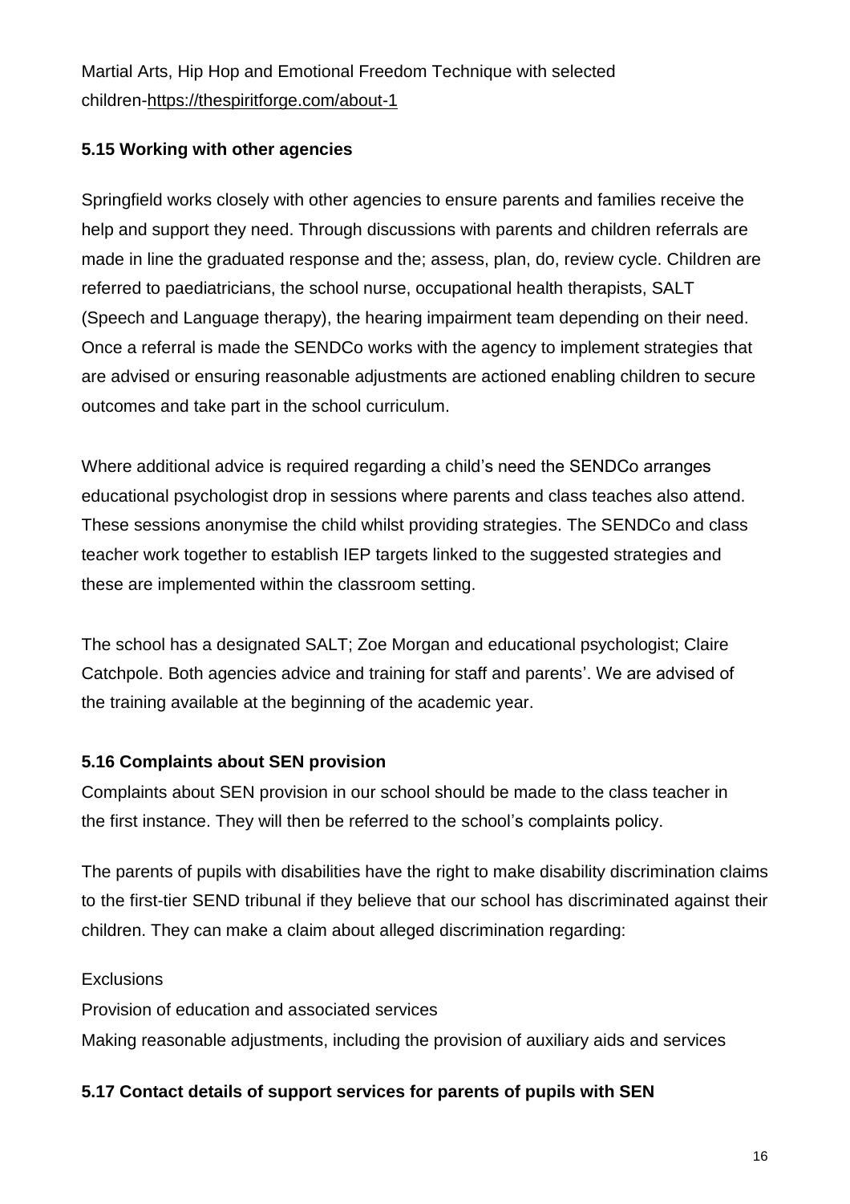Martial Arts, Hip Hop and Emotional Freedom Technique with selected children-https://thespiritforge.com/about-1

### 5.15 Working with other agencies

Springfield works closely with other agencies to ensure parents and families receive the help and support they need. Through discussions with parents and children referrals are made in line the graduated response and the; assess, plan, do, review cycle. Children are referred to paediatricians, the school nurse, occupational health therapists, SALT (Speech and Language therapy), the hearing impairment team depending on their need. Once a referral is made the SENDCo works with the agency to implement strategies that are advised or ensuring reasonable adjustments are actioned enabling children to secure outcomes and take part in the school curriculum.

Where additional advice is required regarding a child's need the SENDCo arranges educational psychologist drop in sessions where parents and class teaches also attend. These sessions anonymise the child whilst providing strategies. The SENDCo and class teacher work together to establish IEP targets linked to the suggested strategies and these are implemented within the classroom setting.

The school has a designated SALT; Zoe Morgan and educational psychologist; Claire Catchpole. Both agencies advice and training for staff and parents'. We are advised of the training available at the beginning of the academic year.

### 5.16 Complaints about SEN provision

Complaints about SEN provision in our school should be made to the class teacher in the first instance. They will then be referred to the school's complaints policy.

The parents of pupils with disabilities have the right to make disability discrimination claims to the first-tier SEND tribunal if they believe that our school has discriminated against their children. They can make a claim about alleged discrimination regarding:

Exclusions
Provision of education and associated services
Making reasonable adjustments, including the provision of auxiliary aids and services

### 5.17 Contact details of support services for parents of pupils with SEN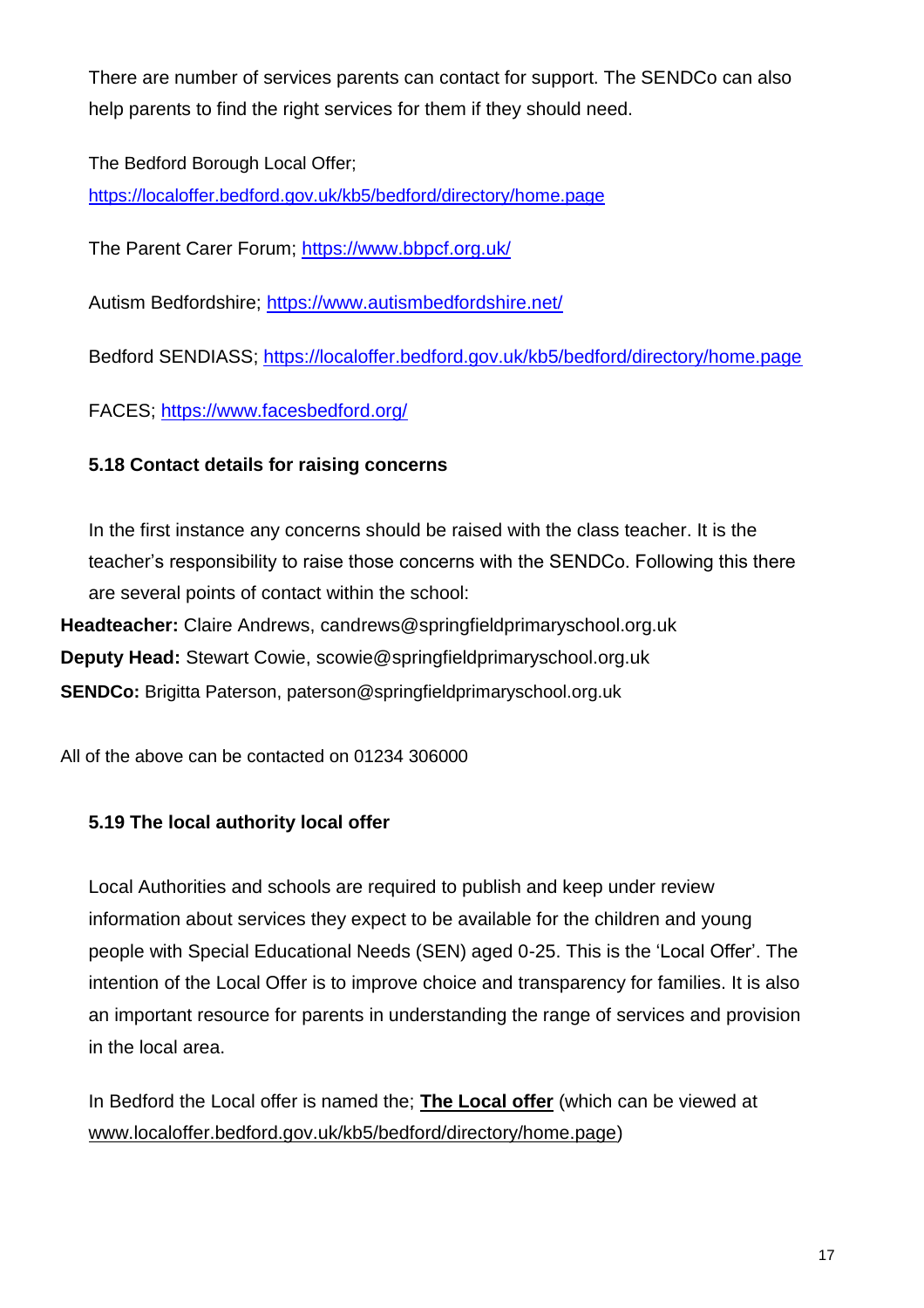There are number of services parents can contact for support. The SENDCo can also help parents to find the right services for them if they should need.

The Bedford Borough Local Offer;
https://localoffer.bedford.gov.uk/kb5/bedford/directory/home.page

The Parent Carer Forum; https://www.bbpcf.org.uk/

Autism Bedfordshire; https://www.autismbedfordshire.net/

Bedford SENDIASS; https://localoffer.bedford.gov.uk/kb5/bedford/directory/home.page

FACES; https://www.facesbedford.org/

### 5.18 Contact details for raising concerns

In the first instance any concerns should be raised with the class teacher. It is the teacher's responsibility to raise those concerns with the SENDCo. Following this there are several points of contact within the school:

**Headteacher:** Claire Andrews, candrews@springfieldprimaryschool.org.uk
**Deputy Head:** Stewart Cowie, scowie@springfieldprimaryschool.org.uk
**SENDCo:** Brigitta Paterson, paterson@springfieldprimaryschool.org.uk

All of the above can be contacted on 01234 306000

### 5.19 The local authority local offer

Local Authorities and schools are required to publish and keep under review information about services they expect to be available for the children and young people with Special Educational Needs (SEN) aged 0-25. This is the 'Local Offer'. The intention of the Local Offer is to improve choice and transparency for families. It is also an important resource for parents in understanding the range of services and provision in the local area.

In Bedford the Local offer is named the; **The Local offer** (which can be viewed at www.localoffer.bedford.gov.uk/kb5/bedford/directory/home.page)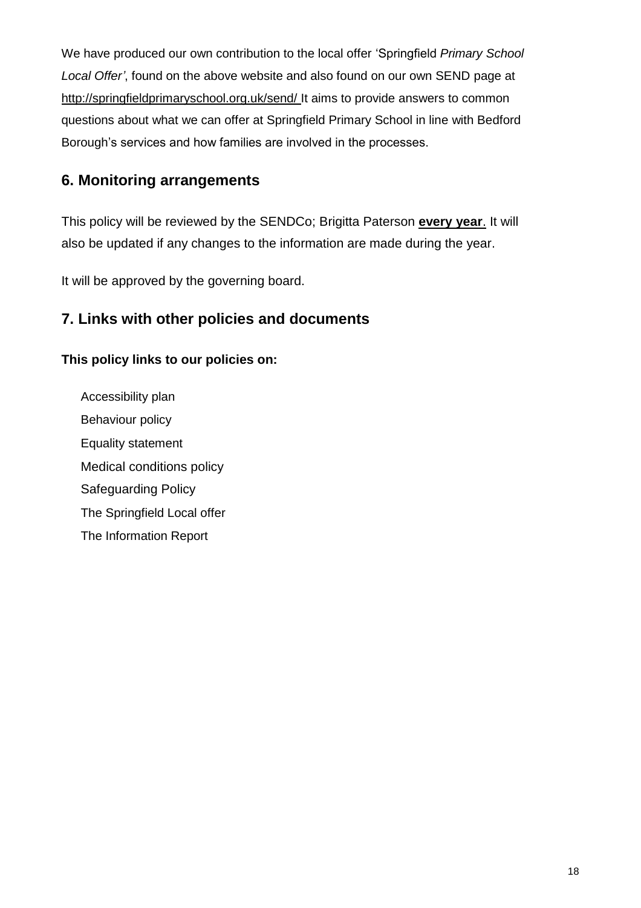We have produced our own contribution to the local offer 'Springfield *Primary School Local Offer'*, found on the above website and also found on our own SEND page at http://springfieldprimaryschool.org.uk/send/ It aims to provide answers to common questions about what we can offer at Springfield Primary School in line with Bedford Borough's services and how families are involved in the processes.

## 6. Monitoring arrangements

This policy will be reviewed by the SENDCo; Brigitta Paterson **every year**. It will also be updated if any changes to the information are made during the year.

It will be approved by the governing board.

## 7. Links with other policies and documents

**This policy links to our policies on:**

- Accessibility plan
- Behaviour policy
- Equality statement
- Medical conditions policy
- Safeguarding Policy
- The Springfield Local offer
- The Information Report